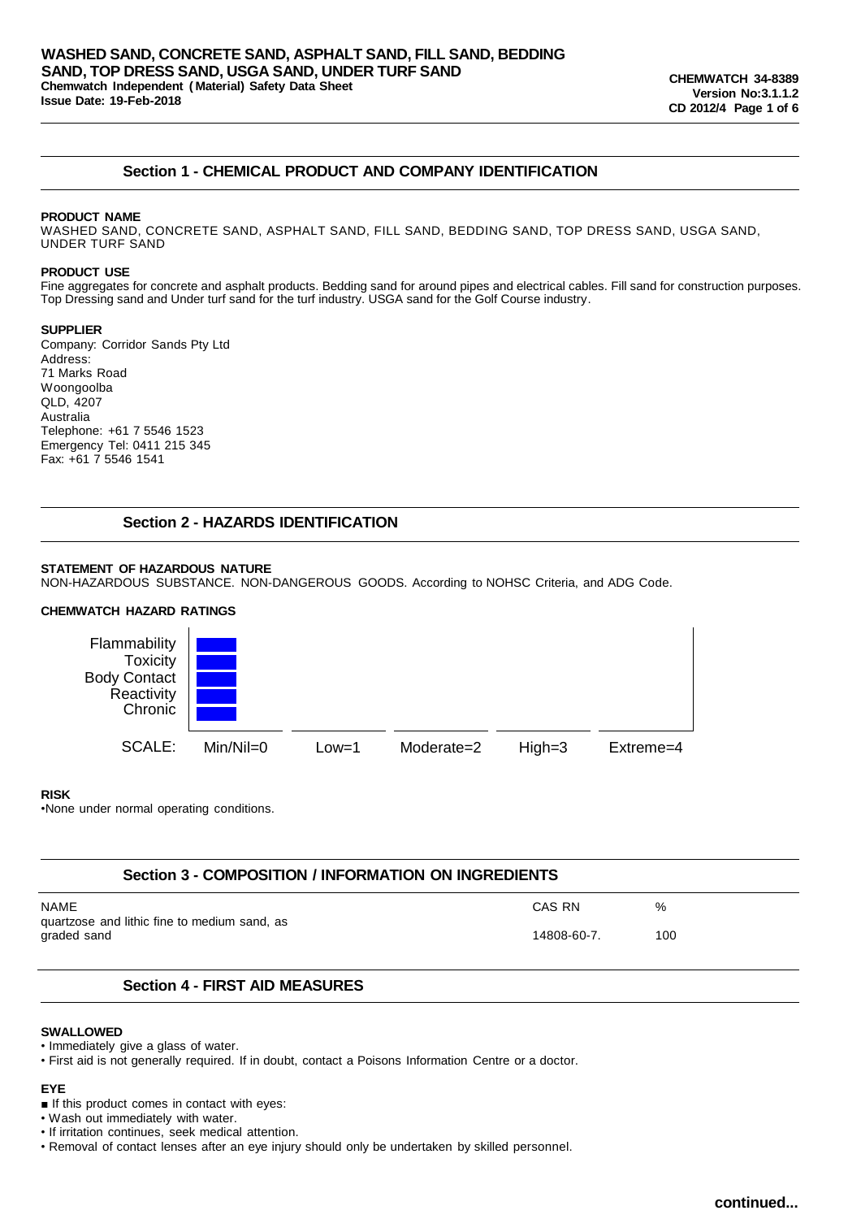# WASHED SAND, CONCRETE SAND, ASPHALT SAND, FILL SAND, BEDDING SAND, TOP DRESS SAND, USGA SAND, UNDER TURF SAND

**Chemwatch Independent (Material) Safety Data Sheet**
**Issue Date: 19-Feb-2018**

**CHEMWATCH 34-8389**
**Version No:3.1.1.2**
**CD 2012/4**

## Section 1 - CHEMICAL PRODUCT AND COMPANY IDENTIFICATION

**PRODUCT NAME**

WASHED SAND, CONCRETE SAND, ASPHALT SAND, FILL SAND, BEDDING SAND, TOP DRESS SAND, USGA SAND, UNDER TURF SAND

**PRODUCT USE**

Fine aggregates for concrete and asphalt products. Bedding sand for around pipes and electrical cables. Fill sand for construction purposes. Top Dressing sand and Under turf sand for the turf industry. USGA sand for the Golf Course industry.

**SUPPLIER**

Company: Corridor Sands Pty Ltd
Address:
71 Marks Road
Woongoolba
QLD, 4207
Australia
Telephone: +61 7 5546 1523
Emergency Tel: 0411 215 345
Fax: +61 7 5546 1541

## Section 2 - HAZARDS IDENTIFICATION

**STATEMENT OF HAZARDOUS NATURE**

NON-HAZARDOUS SUBSTANCE. NON-DANGEROUS GOODS. According to NOHSC Criteria, and ADG Code.

**CHEMWATCH HAZARD RATINGS**

| | Rating |
|---|---|
| Flammability | Min/Nil=0 |
| Toxicity | Min/Nil=0 |
| Body Contact | Min/Nil=0 |
| Reactivity | Min/Nil=0 |
| Chronic | Min/Nil=0 |

SCALE: Min/Nil=0 Low=1 Moderate=2 High=3 Extreme=4

**RISK**

•None under normal operating conditions.

## Section 3 - COMPOSITION / INFORMATION ON INGREDIENTS

| NAME | CAS RN | % |
|---|---|---|
| quartzose and lithic fine to medium sand, as graded sand | 14808-60-7. | 100 |

## Section 4 - FIRST AID MEASURES

**SWALLOWED**

- Immediately give a glass of water.
- First aid is not generally required. If in doubt, contact a Poisons Information Centre or a doctor.

**EYE**

- If this product comes in contact with eyes:
- Wash out immediately with water.
- If irritation continues, seek medical attention.
- Removal of contact lenses after an eye injury should only be undertaken by skilled personnel.

continued...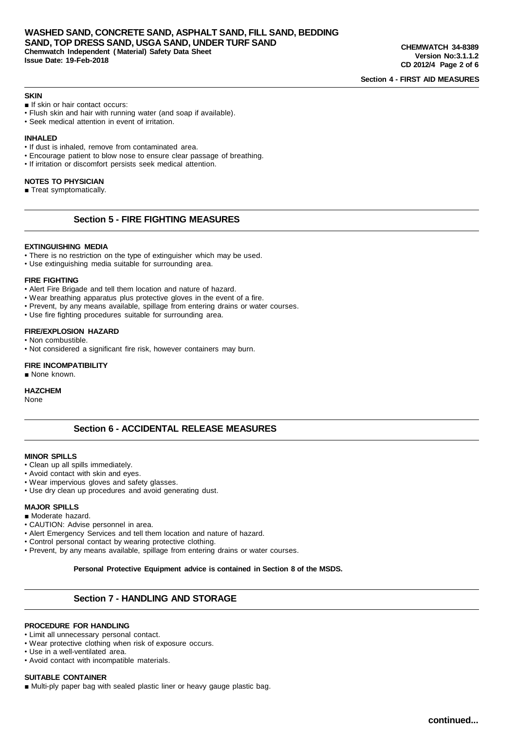## Section 4 - FIRST AID MEASURES

**SKIN**

■ If skin or hair contact occurs:
- Flush skin and hair with running water (and soap if available).
- Seek medical attention in event of irritation.

**INHALED**

- If dust is inhaled, remove from contaminated area.
- Encourage patient to blow nose to ensure clear passage of breathing.
- If irritation or discomfort persists seek medical attention.

**NOTES TO PHYSICIAN**

■ Treat symptomatically.

## Section 5 - FIRE FIGHTING MEASURES

**EXTINGUISHING MEDIA**

- There is no restriction on the type of extinguisher which may be used.
- Use extinguishing media suitable for surrounding area.

**FIRE FIGHTING**

- Alert Fire Brigade and tell them location and nature of hazard.
- Wear breathing apparatus plus protective gloves in the event of a fire.
- Prevent, by any means available, spillage from entering drains or water courses.
- Use fire fighting procedures suitable for surrounding area.

**FIRE/EXPLOSION HAZARD**

- Non combustible.
- Not considered a significant fire risk, however containers may burn.

**FIRE INCOMPATIBILITY**

■ None known.

**HAZCHEM**

None

## Section 6 - ACCIDENTAL RELEASE MEASURES

**MINOR SPILLS**

- Clean up all spills immediately.
- Avoid contact with skin and eyes.
- Wear impervious gloves and safety glasses.
- Use dry clean up procedures and avoid generating dust.

**MAJOR SPILLS**

■ Moderate hazard.
- CAUTION: Advise personnel in area.
- Alert Emergency Services and tell them location and nature of hazard.
- Control personal contact by wearing protective clothing.
- Prevent, by any means available, spillage from entering drains or water courses.

**Personal Protective Equipment advice is contained in Section 8 of the MSDS.**

## Section 7 - HANDLING AND STORAGE

**PROCEDURE FOR HANDLING**

- Limit all unnecessary personal contact.
- Wear protective clothing when risk of exposure occurs.
- Use in a well-ventilated area.
- Avoid contact with incompatible materials.

**SUITABLE CONTAINER**

■ Multi-ply paper bag with sealed plastic liner or heavy gauge plastic bag.

continued...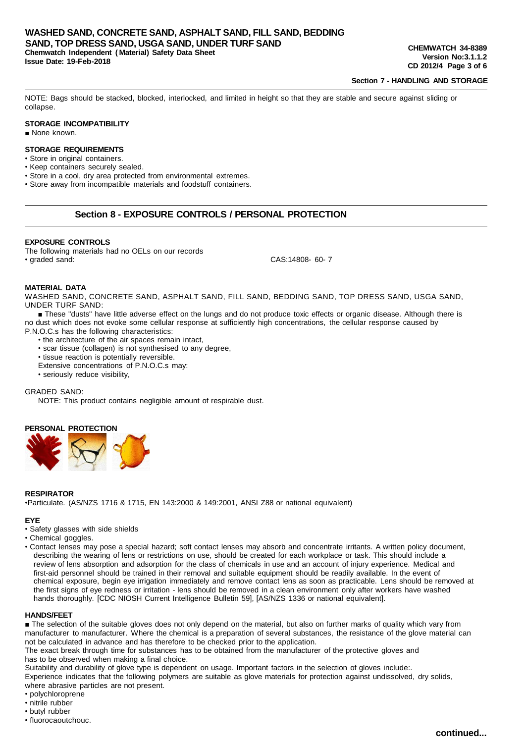## Section 7 - HANDLING AND STORAGE

NOTE: Bags should be stacked, blocked, interlocked, and limited in height so that they are stable and secure against sliding or collapse.

### STORAGE INCOMPATIBILITY

■ None known.

### STORAGE REQUIREMENTS

- Store in original containers.
- Keep containers securely sealed.
- Store in a cool, dry area protected from environmental extremes.
- Store away from incompatible materials and foodstuff containers.

## Section 8 - EXPOSURE CONTROLS / PERSONAL PROTECTION

### EXPOSURE CONTROLS

The following materials had no OELs on our records

- graded sand: CAS:14808- 60- 7

### MATERIAL DATA

WASHED SAND, CONCRETE SAND, ASPHALT SAND, FILL SAND, BEDDING SAND, TOP DRESS SAND, USGA SAND, UNDER TURF SAND:

■ These "dusts" have little adverse effect on the lungs and do not produce toxic effects or organic disease. Although there is no dust which does not evoke some cellular response at sufficiently high concentrations, the cellular response caused by P.N.O.C.s has the following characteristics:

- the architecture of the air spaces remain intact,
- scar tissue (collagen) is not synthesised to any degree,
- tissue reaction is potentially reversible.

Extensive concentrations of P.N.O.C.s may:

- seriously reduce visibility,

GRADED SAND:

NOTE: This product contains negligible amount of respirable dust.

### PERSONAL PROTECTION

### RESPIRATOR

•Particulate. (AS/NZS 1716 & 1715, EN 143:2000 & 149:2001, ANSI Z88 or national equivalent)

### EYE

- Safety glasses with side shields
- Chemical goggles.
- Contact lenses may pose a special hazard; soft contact lenses may absorb and concentrate irritants. A written policy document, describing the wearing of lens or restrictions on use, should be created for each workplace or task. This should include a review of lens absorption and adsorption for the class of chemicals in use and an account of injury experience. Medical and first-aid personnel should be trained in their removal and suitable equipment should be readily available. In the event of chemical exposure, begin eye irrigation immediately and remove contact lens as soon as practicable. Lens should be removed at the first signs of eye redness or irritation - lens should be removed in a clean environment only after workers have washed hands thoroughly. [CDC NIOSH Current Intelligence Bulletin 59], [AS/NZS 1336 or national equivalent].

### HANDS/FEET

■ The selection of the suitable gloves does not only depend on the material, but also on further marks of quality which vary from manufacturer to manufacturer. Where the chemical is a preparation of several substances, the resistance of the glove material can not be calculated in advance and has therefore to be checked prior to the application.

The exact break through time for substances has to be obtained from the manufacturer of the protective gloves and has to be observed when making a final choice.

Suitability and durability of glove type is dependent on usage. Important factors in the selection of gloves include:.

Experience indicates that the following polymers are suitable as glove materials for protection against undissolved, dry solids, where abrasive particles are not present.

- polychloroprene
- nitrile rubber
- butyl rubber
- fluorocaoutchouc.

continued...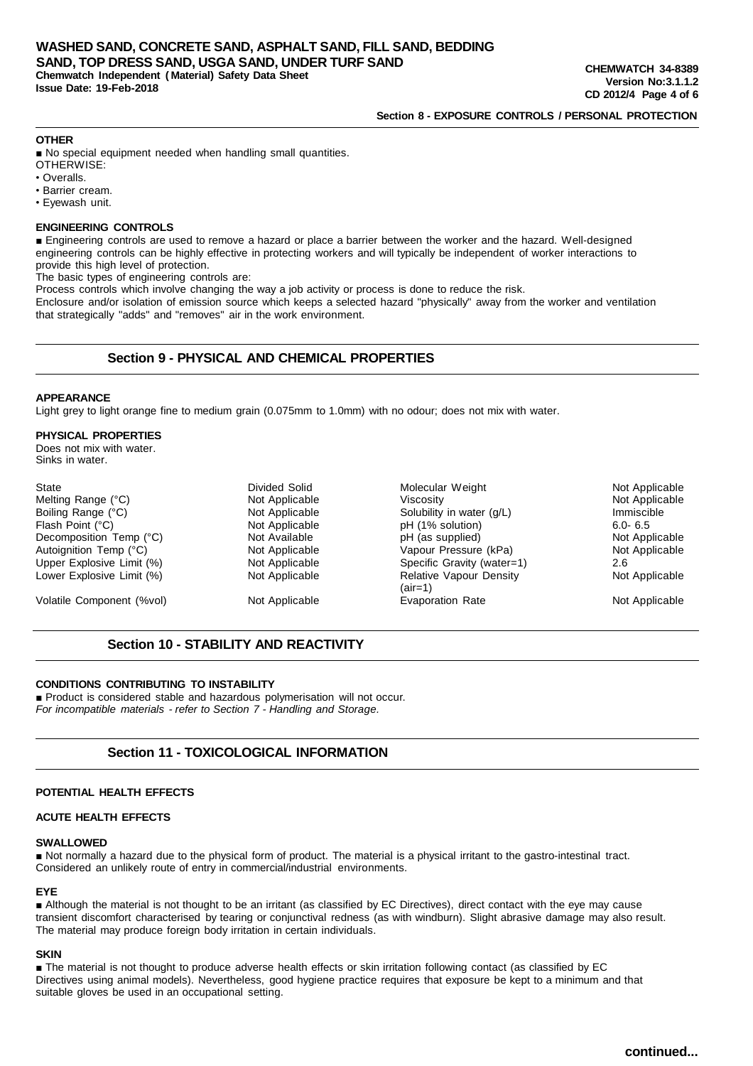## Section 8 - EXPOSURE CONTROLS / PERSONAL PROTECTION

### OTHER

■ No special equipment needed when handling small quantities.
OTHERWISE:

- Overalls.
- Barrier cream.
- Eyewash unit.

### ENGINEERING CONTROLS

■ Engineering controls are used to remove a hazard or place a barrier between the worker and the hazard. Well-designed engineering controls can be highly effective in protecting workers and will typically be independent of worker interactions to provide this high level of protection.
The basic types of engineering controls are:
Process controls which involve changing the way a job activity or process is done to reduce the risk.
Enclosure and/or isolation of emission source which keeps a selected hazard "physically" away from the worker and ventilation that strategically "adds" and "removes" air in the work environment.

## Section 9 - PHYSICAL AND CHEMICAL PROPERTIES

### APPEARANCE

Light grey to light orange fine to medium grain (0.075mm to 1.0mm) with no odour; does not mix with water.

### PHYSICAL PROPERTIES

Does not mix with water.
Sinks in water.

| Property | Value | Property | Value |
|---|---|---|---|
| State | Divided Solid | Molecular Weight | Not Applicable |
| Melting Range (°C) | Not Applicable | Viscosity | Not Applicable |
| Boiling Range (°C) | Not Applicable | Solubility in water (g/L) | Immiscible |
| Flash Point (°C) | Not Applicable | pH (1% solution) | 6.0- 6.5 |
| Decomposition Temp (°C) | Not Available | pH (as supplied) | Not Applicable |
| Autoignition Temp (°C) | Not Applicable | Vapour Pressure (kPa) | Not Applicable |
| Upper Explosive Limit (%) | Not Applicable | Specific Gravity (water=1) | 2.6 |
| Lower Explosive Limit (%) | Not Applicable | Relative Vapour Density (air=1) | Not Applicable |
| Volatile Component (%vol) | Not Applicable | Evaporation Rate | Not Applicable |

## Section 10 - STABILITY AND REACTIVITY

### CONDITIONS CONTRIBUTING TO INSTABILITY

■ Product is considered stable and hazardous polymerisation will not occur.
*For incompatible materials - refer to Section 7 - Handling and Storage.*

## Section 11 - TOXICOLOGICAL INFORMATION

### POTENTIAL HEALTH EFFECTS

### ACUTE HEALTH EFFECTS

### SWALLOWED

■ Not normally a hazard due to the physical form of product. The material is a physical irritant to the gastro-intestinal tract. Considered an unlikely route of entry in commercial/industrial environments.

### EYE

■ Although the material is not thought to be an irritant (as classified by EC Directives), direct contact with the eye may cause transient discomfort characterised by tearing or conjunctival redness (as with windburn). Slight abrasive damage may also result. The material may produce foreign body irritation in certain individuals.

### SKIN

■ The material is not thought to produce adverse health effects or skin irritation following contact (as classified by EC Directives using animal models). Nevertheless, good hygiene practice requires that exposure be kept to a minimum and that suitable gloves be used in an occupational setting.

**continued...**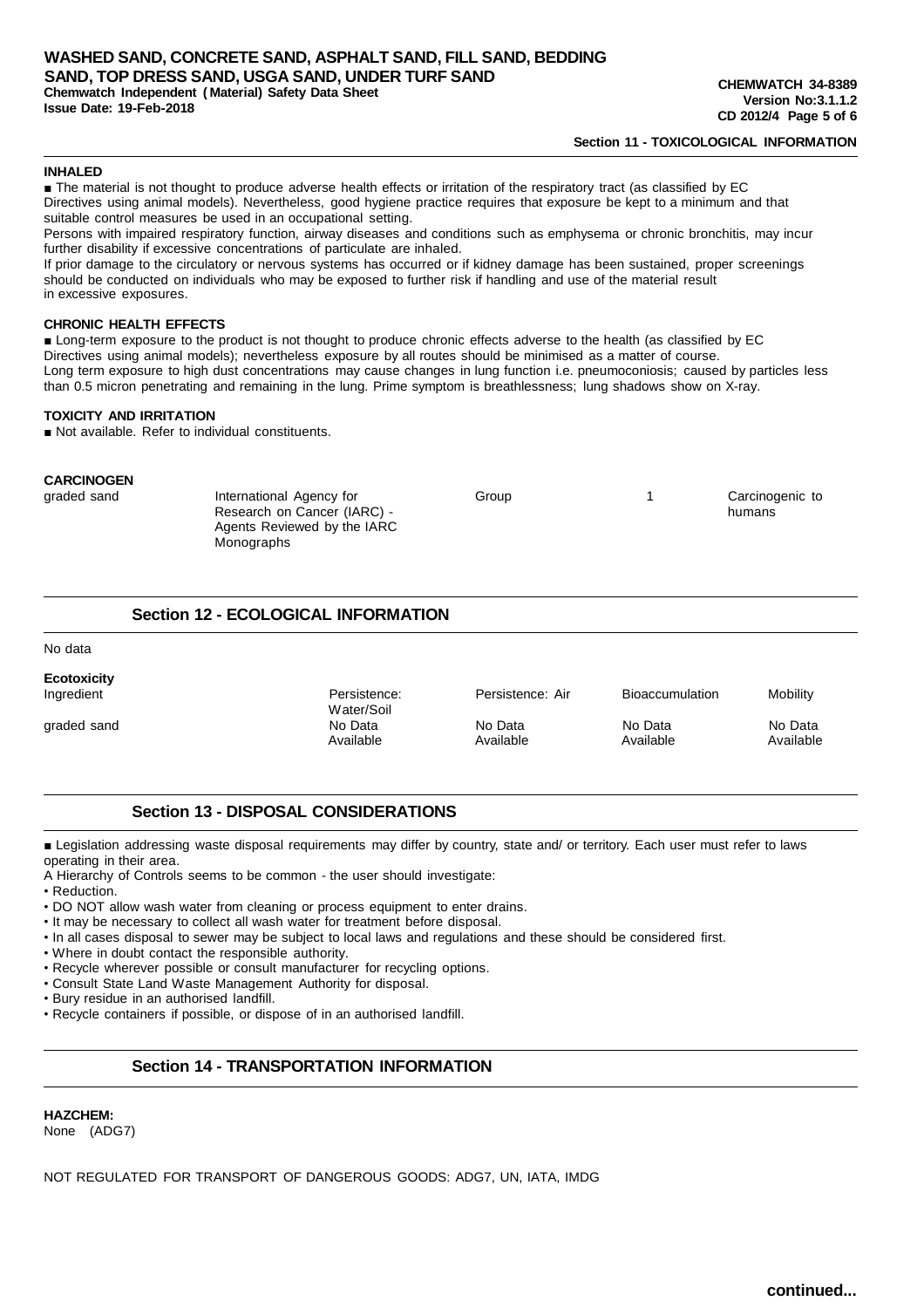## Section 11 - TOXICOLOGICAL INFORMATION

### INHALED

■ The material is not thought to produce adverse health effects or irritation of the respiratory tract (as classified by EC Directives using animal models). Nevertheless, good hygiene practice requires that exposure be kept to a minimum and that suitable control measures be used in an occupational setting.
Persons with impaired respiratory function, airway diseases and conditions such as emphysema or chronic bronchitis, may incur further disability if excessive concentrations of particulate are inhaled.
If prior damage to the circulatory or nervous systems has occurred or if kidney damage has been sustained, proper screenings should be conducted on individuals who may be exposed to further risk if handling and use of the material result in excessive exposures.

### CHRONIC HEALTH EFFECTS

■ Long-term exposure to the product is not thought to produce chronic effects adverse to the health (as classified by EC Directives using animal models); nevertheless exposure by all routes should be minimised as a matter of course.
Long term exposure to high dust concentrations may cause changes in lung function i.e. pneumoconiosis; caused by particles less than 0.5 micron penetrating and remaining in the lung. Prime symptom is breathlessness; lung shadows show on X-ray.

### TOXICITY AND IRRITATION

■ Not available. Refer to individual constituents.

### CARCINOGEN

| | | | | |
|---|---|---|---|---|
| graded sand | International Agency for Research on Cancer (IARC) - Agents Reviewed by the IARC Monographs | Group | 1 | Carcinogenic to humans |

## Section 12 - ECOLOGICAL INFORMATION

No data

### Ecotoxicity

| Ingredient | Persistence: Water/Soil | Persistence: Air | Bioaccumulation | Mobility |
|---|---|---|---|---|
| graded sand | No Data Available | No Data Available | No Data Available | No Data Available |

## Section 13 - DISPOSAL CONSIDERATIONS

■ Legislation addressing waste disposal requirements may differ by country, state and/ or territory. Each user must refer to laws operating in their area.
A Hierarchy of Controls seems to be common - the user should investigate:

- Reduction.
- DO NOT allow wash water from cleaning or process equipment to enter drains.
- It may be necessary to collect all wash water for treatment before disposal.
- In all cases disposal to sewer may be subject to local laws and regulations and these should be considered first.
- Where in doubt contact the responsible authority.
- Recycle wherever possible or consult manufacturer for recycling options.
- Consult State Land Waste Management Authority for disposal.
- Bury residue in an authorised landfill.
- Recycle containers if possible, or dispose of in an authorised landfill.

## Section 14 - TRANSPORTATION INFORMATION

**HAZCHEM:**
None (ADG7)

NOT REGULATED FOR TRANSPORT OF DANGEROUS GOODS: ADG7, UN, IATA, IMDG

**continued...**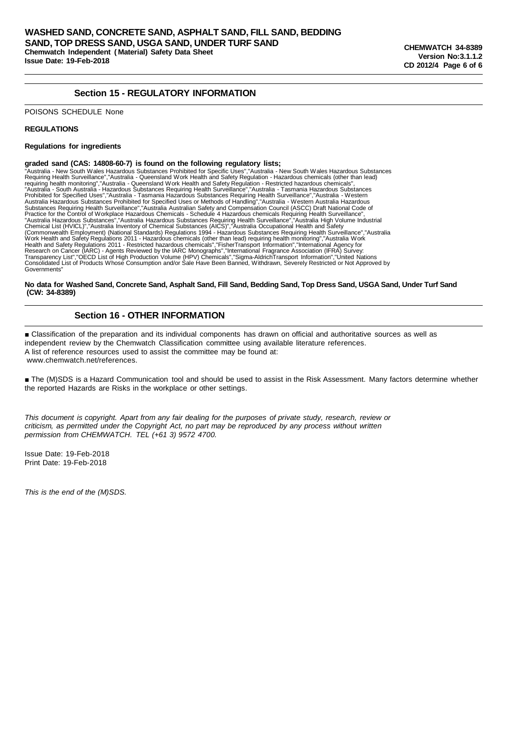## Section 15 - REGULATORY INFORMATION

POISONS SCHEDULE None

**REGULATIONS**

**Regulations for ingredients**

**graded sand (CAS: 14808-60-7) is found on the following regulatory lists;**

"Australia - New South Wales Hazardous Substances Prohibited for Specific Uses","Australia - New South Wales Hazardous Substances Requiring Health Surveillance","Australia - Queensland Work Health and Safety Regulation - Hazardous chemicals (other than lead) requiring health monitoring","Australia - Queensland Work Health and Safety Regulation - Restricted hazardous chemicals", "Australia - South Australia - Hazardous Substances Requiring Health Surveillance","Australia - Tasmania Hazardous Substances Prohibited for Specified Uses","Australia - Tasmania Hazardous Substances Requiring Health Surveillance","Australia - Western Australia Hazardous Substances Prohibited for Specified Uses or Methods of Handling","Australia - Western Australia Hazardous Substances Requiring Health Surveillance","Australia Australian Safety and Compensation Council (ASCC) Draft National Code of Practice for the Control of Workplace Hazardous Chemicals - Schedule 4 Hazardous chemicals Requiring Health Surveillance", "Australia Hazardous Substances","Australia Hazardous Substances Requiring Health Surveillance","Australia High Volume Industrial Chemical List (HVICL)","Australia Inventory of Chemical Substances (AICS)","Australia Occupational Health and Safety (Commonwealth Employment) (National Standards) Regulations 1994 - Hazardous Substances Requiring Health Surveillance","Australia Work Health and Safety Regulations 2011 - Hazardous chemicals (other than lead) requiring health monitoring","Australia Work Health and Safety Regulations 2011 - Restricted hazardous chemicals","FisherTransport Information","International Agency for Research on Cancer (IARC) - Agents Reviewed by the IARC Monographs","International Fragrance Association (IFRA) Survey: Transparency List","OECD List of High Production Volume (HPV) Chemicals","Sigma-AldrichTransport Information","United Nations Consolidated List of Products Whose Consumption and/or Sale Have Been Banned, Withdrawn, Severely Restricted or Not Approved by Governments"

**No data for Washed Sand, Concrete Sand, Asphalt Sand, Fill Sand, Bedding Sand, Top Dress Sand, USGA Sand, Under Turf Sand (CW: 34-8389)**

## Section 16 - OTHER INFORMATION

■ Classification of the preparation and its individual components has drawn on official and authoritative sources as well as independent review by the Chemwatch Classification committee using available literature references.
A list of reference resources used to assist the committee may be found at:
www.chemwatch.net/references.

■ The (M)SDS is a Hazard Communication tool and should be used to assist in the Risk Assessment. Many factors determine whether the reported Hazards are Risks in the workplace or other settings.

*This document is copyright. Apart from any fair dealing for the purposes of private study, research, review or criticism, as permitted under the Copyright Act, no part may be reproduced by any process without written permission from CHEMWATCH. TEL (+61 3) 9572 4700.*

Issue Date: 19-Feb-2018
Print Date: 19-Feb-2018

*This is the end of the (M)SDS.*